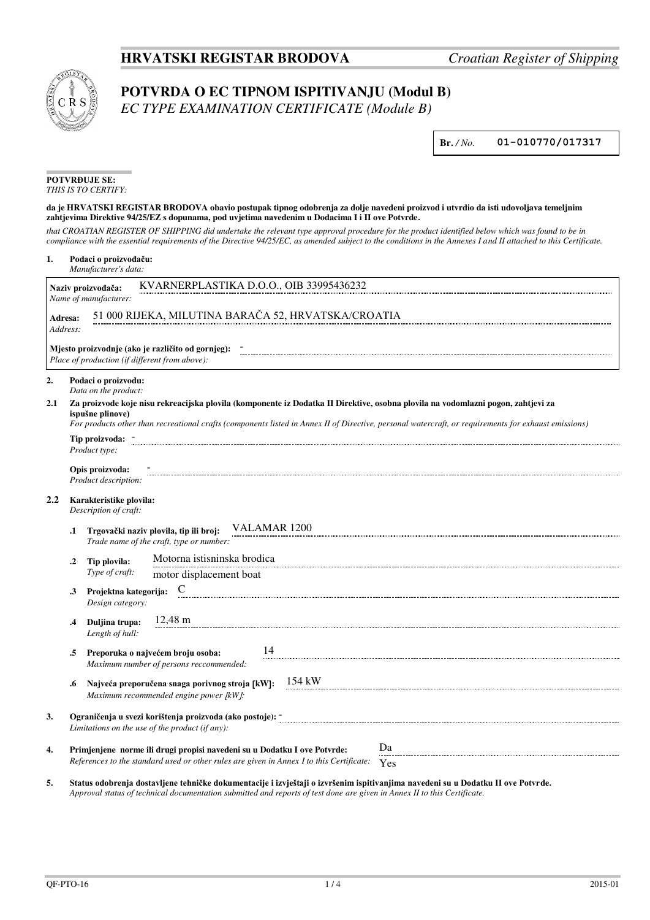# HRVATSKI REGISTAR BRODOVA

*Croatian Register of Shipping*

## POTVRDA O EC TIPNOM ISPITIVANJU (Modul B)

*EC TYPE EXAMINATION CERTIFICATE (Module B)*

**Br.** */ No.* **01-010770/017317**

**POTVRĐUJE SE:**
*THIS IS TO CERTIFY:*

**da je HRVATSKI REGISTAR BRODOVA obavio postupak tipnog odobrenja za dolje navedeni proizvod i utvrdio da isti udovoljava temeljnim zahtjevima Direktive 94/25/EZ s dopunama, pod uvjetima navedenim u Dodacima I i II ove Potvrde.**

*that CROATIAN REGISTER OF SHIPPING did undertake the relevant type approval procedure for the product identified below which was found to be in compliance with the essential requirements of the Directive 94/25/EC, as amended subject to the conditions in the Annexes I and II attached to this Certificate.*

**1. Podaci o proizvođaču:**
*Manufacturer's data:*

**Naziv proizvođača:** *Name of manufacturer:* KVARNERPLASTIKA D.O.O., OIB 33995436232

**Adresa:** *Address:* 51 000 RIJEKA, MILUTINA BARAČA 52, HRVATSKA/CROATIA

**Mjesto proizvodnje (ako je različito od gornjeg):** *Place of production (if different from above):* -

**2. Podaci o proizvodu:**
*Data on the product:*

**2.1 Za proizvode koje nisu rekreacijska plovila (komponente iz Dodatka II Direktive, osobna plovila na vodomlazni pogon, zahtjevi za ispušne plinove)**
*For products other than recreational crafts (components listed in Annex II of Directive, personal watercraft, or requirements for exhaust emissions)*

**Tip proizvoda:** *Product type:* -

**Opis proizvoda:** *Product description:* -

**2.2 Karakteristike plovila:**
*Description of craft:*

**.1 Trgovački naziv plovila, tip ili broj:** *Trade name of the craft, type or number:* VALAMAR 1200

**.2 Tip plovila:** *Type of craft:* Motorna istisninska brodica / motor displacement boat

**.3 Projektna kategorija:** *Design category:* C

**.4 Duljina trupa:** *Length of hull:* 12,48 m

**.5 Preporuka o najvećem broju osoba:** *Maximum number of persons recommended:* 14

**.6 Najveća preporučena snaga porivnog stroja [kW]:** *Maximum recommended engine power [kW]:* 154 kW

**3. Ograničenja u svezi korištenja proizvoda (ako postoje):** *Limitations on the use of the product (if any):* -

**4. Primjenjene norme ili drugi propisi navedeni su u Dodatku I ove Potvrde:** *References to the standard used or other rules are given in Annex I to this Certificate:* Da / Yes

**5. Status odobrenja dostavljene tehničke dokumentacije i izvještaji o izvršenim ispitivanjima navedeni su u Dodatku II ove Potvrde.**
*Approval status of technical documentation submitted and reports of test done are given in Annex II to this Certificate.*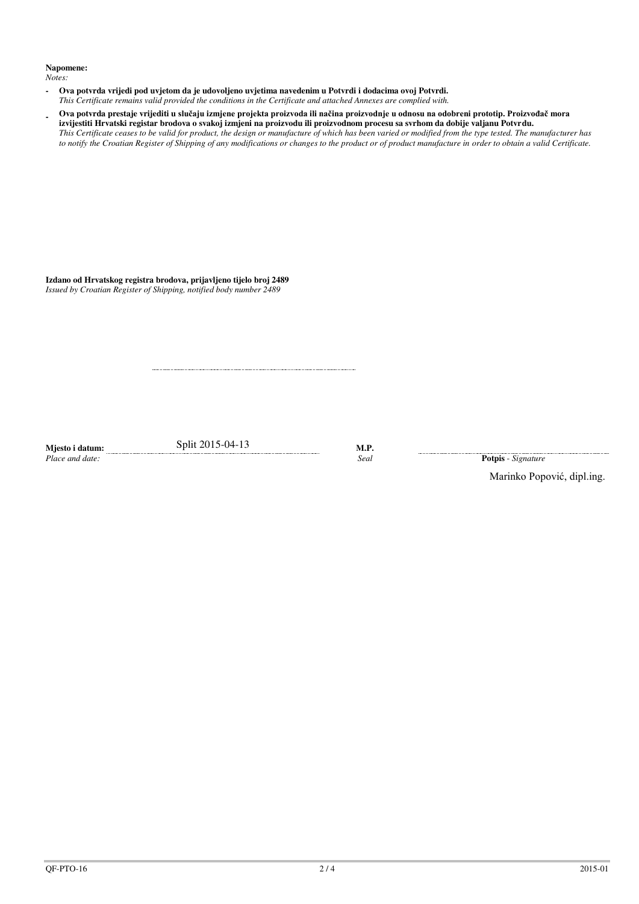**Napomene:**
*Notes:*

- **Ova potvrda vrijedi pod uvjetom da je udovoljeno uvjetima navedenim u Potvrdi i dodacima ovoj Potvrdi.**
  *This Certificate remains valid provided the conditions in the Certificate and attached Annexes are complied with.*
- **Ova potvrda prestaje vrijediti u slučaju izmjene projekta proizvoda ili načina proizvodnje u odnosu na odobreni prototip. Proizvođač mora izvijestiti Hrvatski registar brodova o svakoj izmjeni na proizvodu ili proizvodnom procesu sa svrhom da dobije valjanu Potvrdu.**
  *This Certificate ceases to be valid for product, the design or manufacture of which has been varied or modified from the type tested. The manufacturer has to notify the Croatian Register of Shipping of any modifications or changes to the product or of product manufacture in order to obtain a valid Certificate.*

**Izdano od Hrvatskog registra brodova, prijavljeno tijelo broj 2489**
*Issued by Croatian Register of Shipping, notified body number 2489*

**Mjesto i datum:** Split 2015-04-13
*Place and date:*

**M.P.**
*Seal*

**Potpis** - *Signature*

Marinko Popović, dipl.ing.

QF-PTO-16 — 2015-01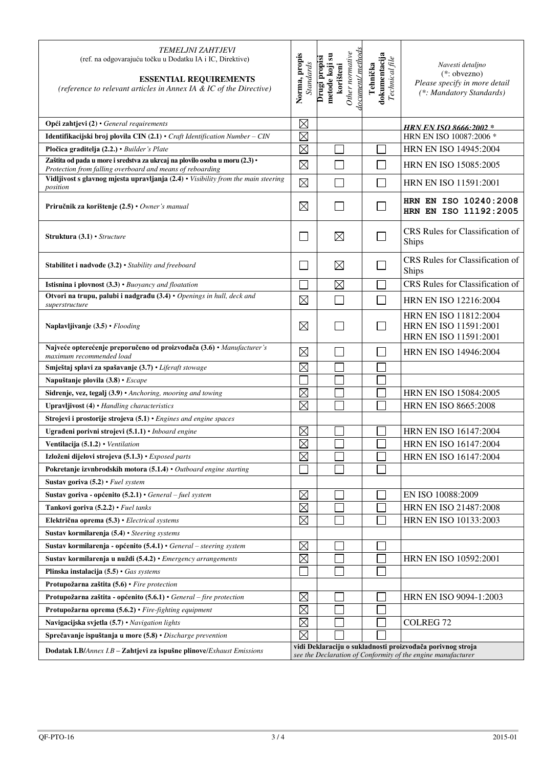| *TEMELJNI ZAHTJEVI* (ref. na odgovarajuću točku u Dodatku IA i IC, Direktive) **ESSENTIAL REQUIREMENTS** *(reference to relevant articles in Annex IA & IC of the Directive)* | **Norma, propis** *Standards* | **Drugi propisi metode koji su korišteni** *Other normative document/ methods* | **Tehnička dokumentacija** *Technical file* | *Navesti detaljno* (*: obvezno) *Please specify in more detail (*: Mandatory Standards)* |
|---|---|---|---|---|
| **Opći zahtjevi (2)** • *General requirements* | ☒ | | | ~~*HRN EN ISO 8666:2002 **~~ |
| **Identifikacijski broj plovila CIN (2.1)** • *Craft Identification Number – CIN* | ☒ | | | HRN EN ISO 10087:2006 * |
| **Pločica graditelja (2.2.)** • *Builder's Plate* | ☒ | ☐ | ☐ | HRN EN ISO 14945:2004 |
| **Zaštita od pada u more i sredstva za ukrcaj na plovilo osoba u moru (2.3)** • *Protection from falling overboard and means of reboarding* | ☒ | ☐ | ☐ | HRN EN ISO 15085:2005 |
| **Vidljivost s glavnog mjesta upravljanja (2.4)** • *Visibility from the main steering position* | ☒ | ☐ | ☐ | HRN EN ISO 11591:2001 |
| **Priručnik za korištenje (2.5)** • *Owner's manual* | ☒ | ☐ | ☐ | **HRN EN ISO 10240:2008** **HRN EN ISO 11192:2005** |
| **Struktura (3.1)** • *Structure* | ☐ | ☒ | ☐ | CRS Rules for Classification of Ships |
| **Stabilitet i nadvođe (3.2)** • *Stability and freeboard* | ☐ | ☒ | ☐ | CRS Rules for Classification of Ships |
| **Istisnina i plovnost (3.3)** • *Buoyancy and floatation* | ☐ | ☒ | ☐ | CRS Rules for Classification of |
| **Otvori na trupu, palubi i nadgrađu (3.4)** • *Openings in hull, deck and superstructure* | ☒ | ☐ | ☐ | HRN EN ISO 12216:2004 |
| **Naplavljivanje (3.5)** • *Flooding* | ☒ | ☐ | ☐ | HRN EN ISO 11812:2004 HRN EN ISO 11591:2001 HRN EN ISO 11591:2001 |
| **Najveće opterećenje preporučeno od proizvođača (3.6)** • *Manufacturer's maximum recommended load* | ☒ | ☐ | ☐ | HRN EN ISO 14946:2004 |
| **Smještaj splavi za spašavanje (3.7)** • *Liferaft stowage* | ☒ | ☐ | ☐ | |
| **Napuštanje plovila (3.8)** • *Escape* | ☐ | ☐ | ☐ | |
| **Sidrenje, vez, tegalj (3.9)** • *Anchoring, mooring and towing* | ☒ | ☐ | ☐ | HRN EN ISO 15084:2005 |
| **Upravljivost (4)** • *Handling characteristics* | ☒ | ☐ | ☐ | HRN EN ISO 8665:2008 |
| **Strojevi i prostorije strojeva (5.1)** • *Engines and engine spaces* | | | | |
| **Ugrađeni porivni strojevi (5.1.1)** • *Inboard engine* | ☒ | ☐ | ☐ | HRN EN ISO 16147:2004 |
| **Ventilacija (5.1.2)** • *Ventilation* | ☒ | ☐ | ☐ | HRN EN ISO 16147:2004 |
| **Izloženi dijelovi strojeva (5.1.3)** • *Exposed parts* | ☒ | ☐ | ☐ | HRN EN ISO 16147:2004 |
| **Pokretanje izvnbrodskih motora (5.1.4)** • *Outboard engine starting* | ☐ | ☐ | ☐ | |
| **Sustav goriva (5.2)** • *Fuel system* | | | | |
| **Sustav goriva - općenito (5.2.1)** • *General – fuel system* | ☒ | ☐ | ☐ | EN ISO 10088:2009 |
| **Tankovi goriva (5.2.2)** • *Fuel tanks* | ☒ | ☐ | ☐ | HRN EN ISO 21487:2008 |
| **Električna oprema (5.3)** • *Electrical systems* | ☒ | ☐ | ☐ | HRN EN ISO 10133:2003 |
| **Sustav kormilarenja (5.4)** • *Steering systems* | | | | |
| **Sustav kormilarenja - općenito (5.4.1)** • *General – steering system* | ☒ | ☐ | ☐ | |
| **Sustav kormilarenja u nuždi (5.4.2)** • *Emergency arrangements* | ☒ | ☐ | ☐ | HRN EN ISO 10592:2001 |
| **Plinska instalacija (5.5)** • *Gas systems* | ☐ | ☐ | ☐ | |
| **Protupožarna zaštita (5.6)** • *Fire protection* | | | | |
| **Protupožarna zaštita - općenito (5.6.1)** • *General – fire protection* | ☒ | ☐ | ☐ | HRN EN ISO 9094-1:2003 |
| **Protupožarna oprema (5.6.2)** • *Fire-fighting equipment* | ☒ | ☐ | ☐ | |
| **Navigacijska svjetla (5.7)** • *Navigation lights* | ☒ | ☐ | ☐ | COLREG 72 |
| **Sprečavanje ispuštanja u more (5.8)** • *Discharge prevention* | ☒ | ☐ | ☐ | |
| **Dodatak I.B**/*Annex I.B* – **Zahtjevi za ispušne plinove**/*Exhaust Emissions* | **vidi Deklaraciju o sukladnosti proizvođača porivnog stroja** *see the Declaration of Conformity of the engine manufacturer* | | | |

QF-PTO-16 2015-01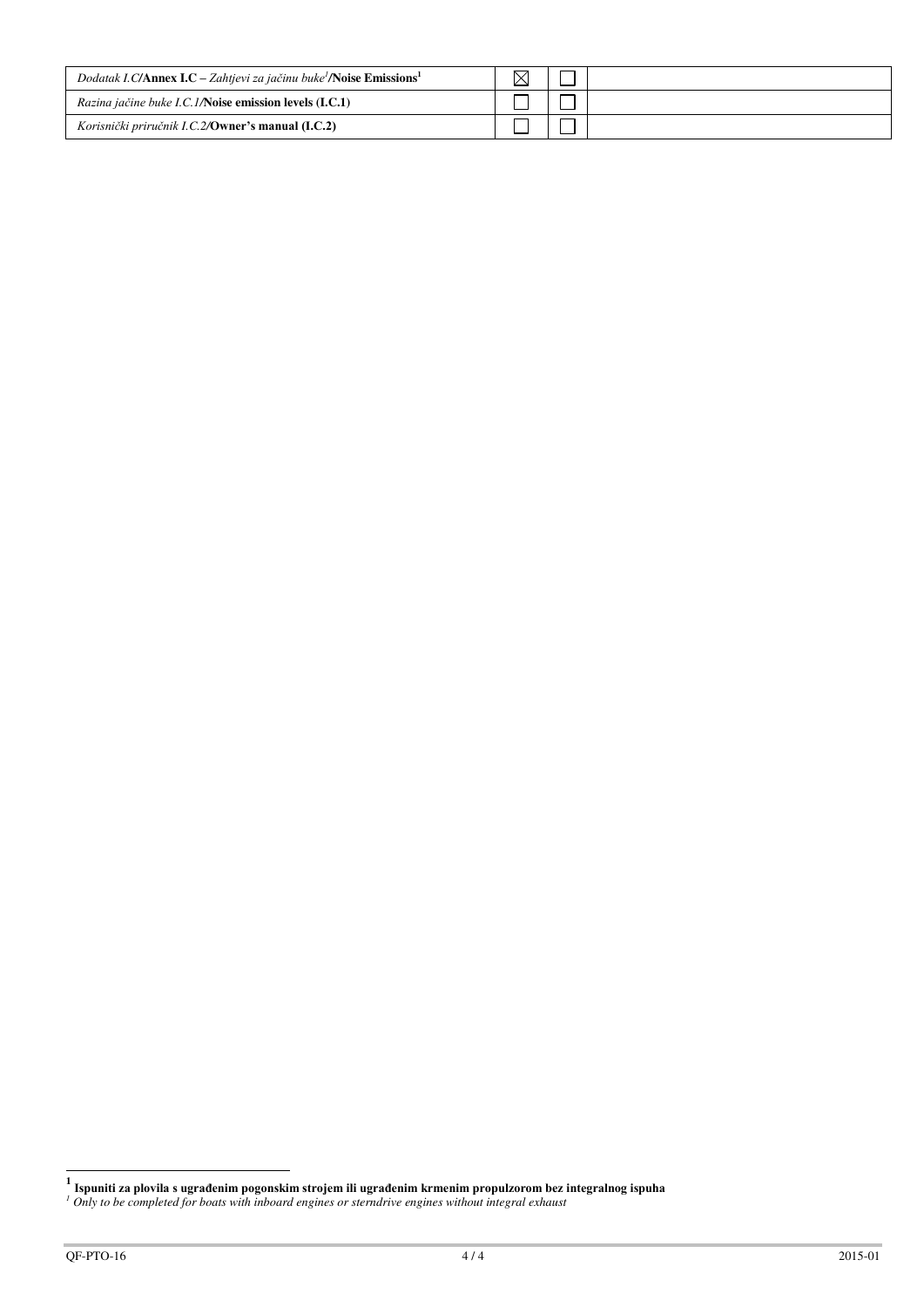| | | | |
|---|---|---|---|
| *Dodatak I.C*/**Annex I.C** – *Zahtjevi za jačinu buke*[1]/**Noise Emissions**[1] | ☒ | ☐ | |
| *Razina jačine buke I.C.1*/**Noise emission levels (I.C.1)** | ☐ | ☐ | |
| *Korisnički priručnik I.C.2*/**Owner's manual (I.C.2)** | ☐ | ☐ | |

[1] **Ispuniti za plovila s ugrađenim pogonskim strojem ili ugrađenim krmenim propulzorom bez integralnog ispuha**
[1] *Only to be completed for boats with inboard engines or sterndrive engines without integral exhaust*